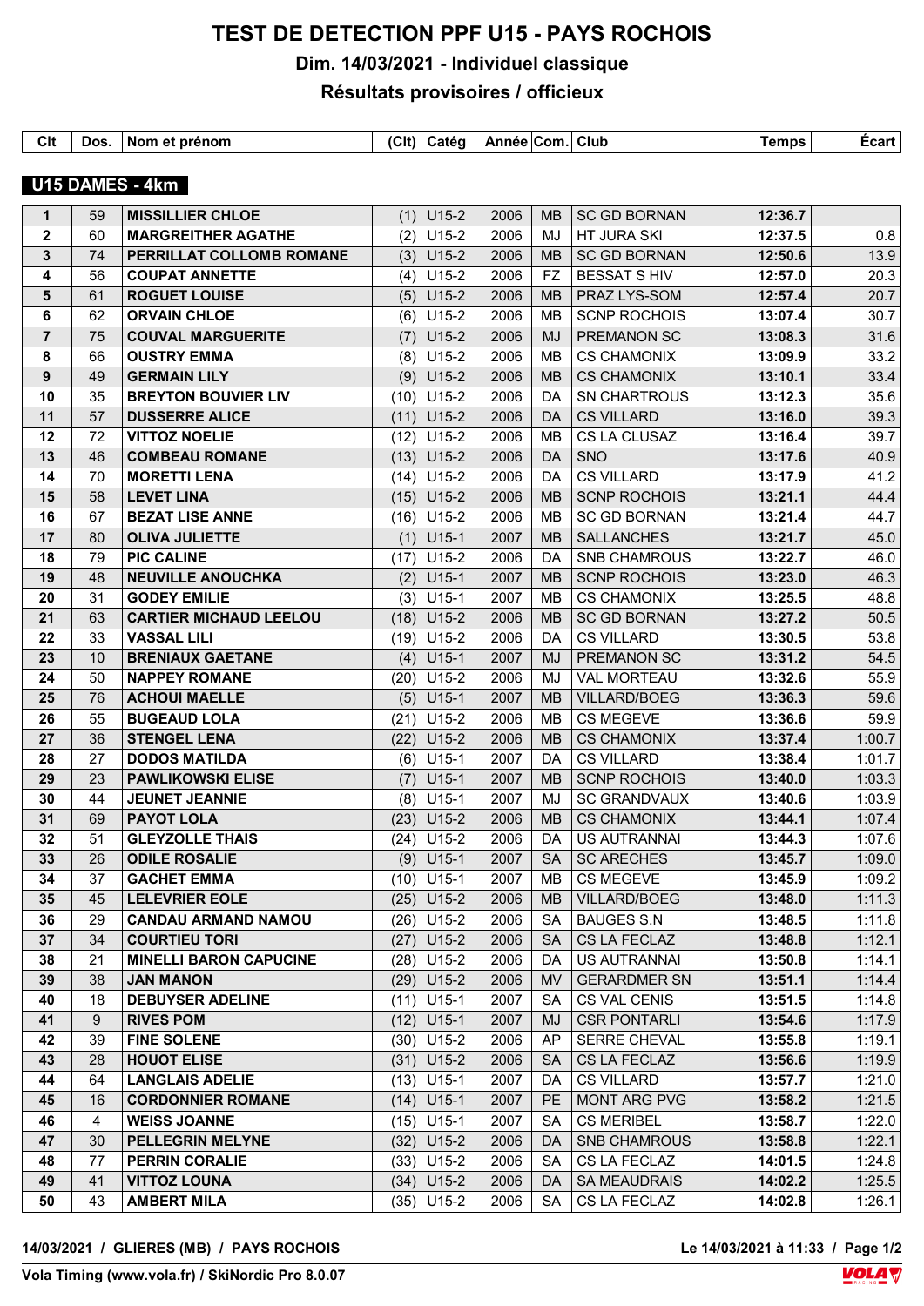# TEST DE DETECTION PPF U15 - PAYS ROCHOIS

## Dim. 14/03/2021 - Individuel classique

## Résultats provisoires / officieux

### U15 DAMES - 4km

| Clt | Dos. | Nom et prénom | (Clt) | Catég | Année | Com. | Club | Temps | Écart |
|---|---|---|---|---|---|---|---|---|---|
| 1 | 59 | **MISSILLIER CHLOE** | (1) | U15-2 | 2006 | MB | SC GD BORNAN | **12:36.7** | |
| 2 | 60 | **MARGREITHER AGATHE** | (2) | U15-2 | 2006 | MJ | HT JURA SKI | **12:37.5** | 0.8 |
| 3 | 74 | **PERRILLAT COLLOMB ROMANE** | (3) | U15-2 | 2006 | MB | SC GD BORNAN | **12:50.6** | 13.9 |
| 4 | 56 | **COUPAT ANNETTE** | (4) | U15-2 | 2006 | FZ | BESSAT S HIV | **12:57.0** | 20.3 |
| 5 | 61 | **ROGUET LOUISE** | (5) | U15-2 | 2006 | MB | PRAZ LYS-SOM | **12:57.4** | 20.7 |
| 6 | 62 | **ORVAIN CHLOE** | (6) | U15-2 | 2006 | MB | SCNP ROCHOIS | **13:07.4** | 30.7 |
| 7 | 75 | **COUVAL MARGUERITE** | (7) | U15-2 | 2006 | MJ | PREMANON SC | **13:08.3** | 31.6 |
| 8 | 66 | **OUSTRY EMMA** | (8) | U15-2 | 2006 | MB | CS CHAMONIX | **13:09.9** | 33.2 |
| 9 | 49 | **GERMAIN LILY** | (9) | U15-2 | 2006 | MB | CS CHAMONIX | **13:10.1** | 33.4 |
| 10 | 35 | **BREYTON BOUVIER LIV** | (10) | U15-2 | 2006 | DA | SN CHARTROUS | **13:12.3** | 35.6 |
| 11 | 57 | **DUSSERRE ALICE** | (11) | U15-2 | 2006 | DA | CS VILLARD | **13:16.0** | 39.3 |
| 12 | 72 | **VITTOZ NOELIE** | (12) | U15-2 | 2006 | MB | CS LA CLUSAZ | **13:16.4** | 39.7 |
| 13 | 46 | **COMBEAU ROMANE** | (13) | U15-2 | 2006 | DA | SNO | **13:17.6** | 40.9 |
| 14 | 70 | **MORETTI LENA** | (14) | U15-2 | 2006 | DA | CS VILLARD | **13:17.9** | 41.2 |
| 15 | 58 | **LEVET LINA** | (15) | U15-2 | 2006 | MB | SCNP ROCHOIS | **13:21.1** | 44.4 |
| 16 | 67 | **BEZAT LISE ANNE** | (16) | U15-2 | 2006 | MB | SC GD BORNAN | **13:21.4** | 44.7 |
| 17 | 80 | **OLIVA JULIETTE** | (1) | U15-1 | 2007 | MB | SALLANCHES | **13:21.7** | 45.0 |
| 18 | 79 | **PIC CALINE** | (17) | U15-2 | 2006 | DA | SNB CHAMROUS | **13:22.7** | 46.0 |
| 19 | 48 | **NEUVILLE ANOUCHKA** | (2) | U15-1 | 2007 | MB | SCNP ROCHOIS | **13:23.0** | 46.3 |
| 20 | 31 | **GODEY EMILIE** | (3) | U15-1 | 2007 | MB | CS CHAMONIX | **13:25.5** | 48.8 |
| 21 | 63 | **CARTIER MICHAUD LEELOU** | (18) | U15-2 | 2006 | MB | SC GD BORNAN | **13:27.2** | 50.5 |
| 22 | 33 | **VASSAL LILI** | (19) | U15-2 | 2006 | DA | CS VILLARD | **13:30.5** | 53.8 |
| 23 | 10 | **BRENIAUX GAETANE** | (4) | U15-1 | 2007 | MJ | PREMANON SC | **13:31.2** | 54.5 |
| 24 | 50 | **NAPPEY ROMANE** | (20) | U15-2 | 2006 | MJ | VAL MORTEAU | **13:32.6** | 55.9 |
| 25 | 76 | **ACHOUI MAELLE** | (5) | U15-1 | 2007 | MB | VILLARD/BOEG | **13:36.3** | 59.6 |
| 26 | 55 | **BUGEAUD LOLA** | (21) | U15-2 | 2006 | MB | CS MEGEVE | **13:36.6** | 59.9 |
| 27 | 36 | **STENGEL LENA** | (22) | U15-2 | 2006 | MB | CS CHAMONIX | **13:37.4** | 1:00.7 |
| 28 | 27 | **DODOS MATILDA** | (6) | U15-1 | 2007 | DA | CS VILLARD | **13:38.4** | 1:01.7 |
| 29 | 23 | **PAWLIKOWSKI ELISE** | (7) | U15-1 | 2007 | MB | SCNP ROCHOIS | **13:40.0** | 1:03.3 |
| 30 | 44 | **JEUNET JEANNIE** | (8) | U15-1 | 2007 | MJ | SC GRANDVAUX | **13:40.6** | 1:03.9 |
| 31 | 69 | **PAYOT LOLA** | (23) | U15-2 | 2006 | MB | CS CHAMONIX | **13:44.1** | 1:07.4 |
| 32 | 51 | **GLEYZOLLE THAIS** | (24) | U15-2 | 2006 | DA | US AUTRANNAI | **13:44.3** | 1:07.6 |
| 33 | 26 | **ODILE ROSALIE** | (9) | U15-1 | 2007 | SA | SC ARECHES | **13:45.7** | 1:09.0 |
| 34 | 37 | **GACHET EMMA** | (10) | U15-1 | 2007 | MB | CS MEGEVE | **13:45.9** | 1:09.2 |
| 35 | 45 | **LELEVRIER EOLE** | (25) | U15-2 | 2006 | MB | VILLARD/BOEG | **13:48.0** | 1:11.3 |
| 36 | 29 | **CANDAU ARMAND NAMOU** | (26) | U15-2 | 2006 | SA | BAUGES S.N | **13:48.5** | 1:11.8 |
| 37 | 34 | **COURTIEU TORI** | (27) | U15-2 | 2006 | SA | CS LA FECLAZ | **13:48.8** | 1:12.1 |
| 38 | 21 | **MINELLI BARON CAPUCINE** | (28) | U15-2 | 2006 | DA | US AUTRANNAI | **13:50.8** | 1:14.1 |
| 39 | 38 | **JAN MANON** | (29) | U15-2 | 2006 | MV | GERARDMER SN | **13:51.1** | 1:14.4 |
| 40 | 18 | **DEBUYSER ADELINE** | (11) | U15-1 | 2007 | SA | CS VAL CENIS | **13:51.5** | 1:14.8 |
| 41 | 9 | **RIVES POM** | (12) | U15-1 | 2007 | MJ | CSR PONTARLI | **13:54.6** | 1:17.9 |
| 42 | 39 | **FINE SOLENE** | (30) | U15-2 | 2006 | AP | SERRE CHEVAL | **13:55.8** | 1:19.1 |
| 43 | 28 | **HOUOT ELISE** | (31) | U15-2 | 2006 | SA | CS LA FECLAZ | **13:56.6** | 1:19.9 |
| 44 | 64 | **LANGLAIS ADELIE** | (13) | U15-1 | 2007 | DA | CS VILLARD | **13:57.7** | 1:21.0 |
| 45 | 16 | **CORDONNIER ROMANE** | (14) | U15-1 | 2007 | PE | MONT ARG PVG | **13:58.2** | 1:21.5 |
| 46 | 4 | **WEISS JOANNE** | (15) | U15-1 | 2007 | SA | CS MERIBEL | **13:58.7** | 1:22.0 |
| 47 | 30 | **PELLEGRIN MELYNE** | (32) | U15-2 | 2006 | DA | SNB CHAMROUS | **13:58.8** | 1:22.1 |
| 48 | 77 | **PERRIN CORALIE** | (33) | U15-2 | 2006 | SA | CS LA FECLAZ | **14:01.5** | 1:24.8 |
| 49 | 41 | **VITTOZ LOUNA** | (34) | U15-2 | 2006 | DA | SA MEAUDRAIS | **14:02.2** | 1:25.5 |
| 50 | 43 | **AMBERT MILA** | (35) | U15-2 | 2006 | SA | CS LA FECLAZ | **14:02.8** | 1:26.1 |

**14/03/2021 / GLIERES (MB) / PAYS ROCHOIS** — **Le 14/03/2021 à 11:33**

**Vola Timing (www.vola.fr) / SkiNordic Pro 8.0.07**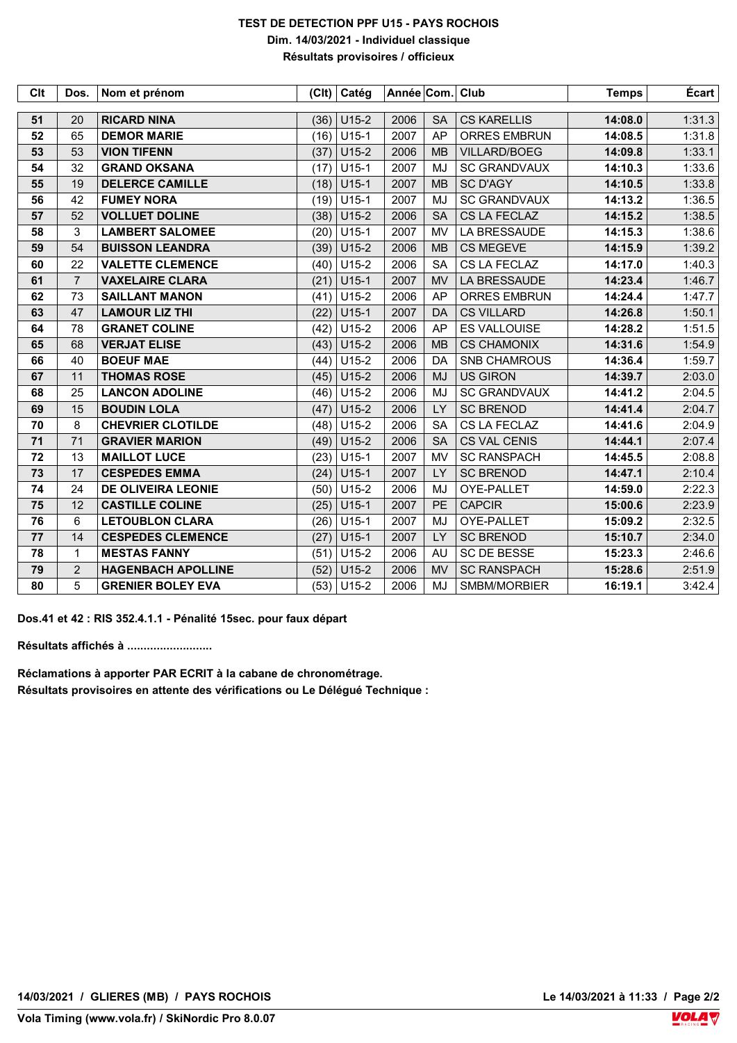**TEST DE DETECTION PPF U15 - PAYS ROCHOIS**
**Dim. 14/03/2021 - Individuel classique**
**Résultats provisoires / officieux**

| Clt | Dos. | Nom et prénom | (Clt) | Catég | Année | Com. | Club | Temps | Écart |
|---|---|---|---|---|---|---|---|---|---|
| **51** | 20 | **RICARD NINA** | (36) | U15-2 | 2006 | SA | CS KARELLIS | **14:08.0** | 1:31.3 |
| **52** | 65 | **DEMOR MARIE** | (16) | U15-1 | 2007 | AP | ORRES EMBRUN | **14:08.5** | 1:31.8 |
| **53** | 53 | **VION TIFENN** | (37) | U15-2 | 2006 | MB | VILLARD/BOEG | **14:09.8** | 1:33.1 |
| **54** | 32 | **GRAND OKSANA** | (17) | U15-1 | 2007 | MJ | SC GRANDVAUX | **14:10.3** | 1:33.6 |
| **55** | 19 | **DELERCE CAMILLE** | (18) | U15-1 | 2007 | MB | SC D'AGY | **14:10.5** | 1:33.8 |
| **56** | 42 | **FUMEY NORA** | (19) | U15-1 | 2007 | MJ | SC GRANDVAUX | **14:13.2** | 1:36.5 |
| **57** | 52 | **VOLLUET DOLINE** | (38) | U15-2 | 2006 | SA | CS LA FECLAZ | **14:15.2** | 1:38.5 |
| **58** | 3 | **LAMBERT SALOMEE** | (20) | U15-1 | 2007 | MV | LA BRESSAUDE | **14:15.3** | 1:38.6 |
| **59** | 54 | **BUISSON LEANDRA** | (39) | U15-2 | 2006 | MB | CS MEGEVE | **14:15.9** | 1:39.2 |
| **60** | 22 | **VALETTE CLEMENCE** | (40) | U15-2 | 2006 | SA | CS LA FECLAZ | **14:17.0** | 1:40.3 |
| **61** | 7 | **VAXELAIRE CLARA** | (21) | U15-1 | 2007 | MV | LA BRESSAUDE | **14:23.4** | 1:46.7 |
| **62** | 73 | **SAILLANT MANON** | (41) | U15-2 | 2006 | AP | ORRES EMBRUN | **14:24.4** | 1:47.7 |
| **63** | 47 | **LAMOUR LIZ THI** | (22) | U15-1 | 2007 | DA | CS VILLARD | **14:26.8** | 1:50.1 |
| **64** | 78 | **GRANET COLINE** | (42) | U15-2 | 2006 | AP | ES VALLOUISE | **14:28.2** | 1:51.5 |
| **65** | 68 | **VERJAT ELISE** | (43) | U15-2 | 2006 | MB | CS CHAMONIX | **14:31.6** | 1:54.9 |
| **66** | 40 | **BOEUF MAE** | (44) | U15-2 | 2006 | DA | SNB CHAMROUS | **14:36.4** | 1:59.7 |
| **67** | 11 | **THOMAS ROSE** | (45) | U15-2 | 2006 | MJ | US GIRON | **14:39.7** | 2:03.0 |
| **68** | 25 | **LANCON ADOLINE** | (46) | U15-2 | 2006 | MJ | SC GRANDVAUX | **14:41.2** | 2:04.5 |
| **69** | 15 | **BOUDIN LOLA** | (47) | U15-2 | 2006 | LY | SC BRENOD | **14:41.4** | 2:04.7 |
| **70** | 8 | **CHEVRIER CLOTILDE** | (48) | U15-2 | 2006 | SA | CS LA FECLAZ | **14:41.6** | 2:04.9 |
| **71** | 71 | **GRAVIER MARION** | (49) | U15-2 | 2006 | SA | CS VAL CENIS | **14:44.1** | 2:07.4 |
| **72** | 13 | **MAILLOT LUCE** | (23) | U15-1 | 2007 | MV | SC RANSPACH | **14:45.5** | 2:08.8 |
| **73** | 17 | **CESPEDES EMMA** | (24) | U15-1 | 2007 | LY | SC BRENOD | **14:47.1** | 2:10.4 |
| **74** | 24 | **DE OLIVEIRA LEONIE** | (50) | U15-2 | 2006 | MJ | OYE-PALLET | **14:59.0** | 2:22.3 |
| **75** | 12 | **CASTILLE COLINE** | (25) | U15-1 | 2007 | PE | CAPCIR | **15:00.6** | 2:23.9 |
| **76** | 6 | **LETOUBLON CLARA** | (26) | U15-1 | 2007 | MJ | OYE-PALLET | **15:09.2** | 2:32.5 |
| **77** | 14 | **CESPEDES CLEMENCE** | (27) | U15-1 | 2007 | LY | SC BRENOD | **15:10.7** | 2:34.0 |
| **78** | 1 | **MESTAS FANNY** | (51) | U15-2 | 2006 | AU | SC DE BESSE | **15:23.3** | 2:46.6 |
| **79** | 2 | **HAGENBACH APOLLINE** | (52) | U15-2 | 2006 | MV | SC RANSPACH | **15:28.6** | 2:51.9 |
| **80** | 5 | **GRENIER BOLEY EVA** | (53) | U15-2 | 2006 | MJ | SMBM/MORBIER | **16:19.1** | 3:42.4 |

**Dos.41 et 42 : RIS 352.4.1.1 - Pénalité 15sec. pour faux départ**

**Résultats affichés à ..........................**

**Réclamations à apporter PAR ECRIT à la cabane de chronométrage.**
**Résultats provisoires en attente des vérifications ou Le Délégué Technique :**

**14/03/2021 / GLIERES (MB) / PAYS ROCHOIS** — **Le 14/03/2021 à 11:33**

**Vola Timing (www.vola.fr) / SkiNordic Pro 8.0.07**